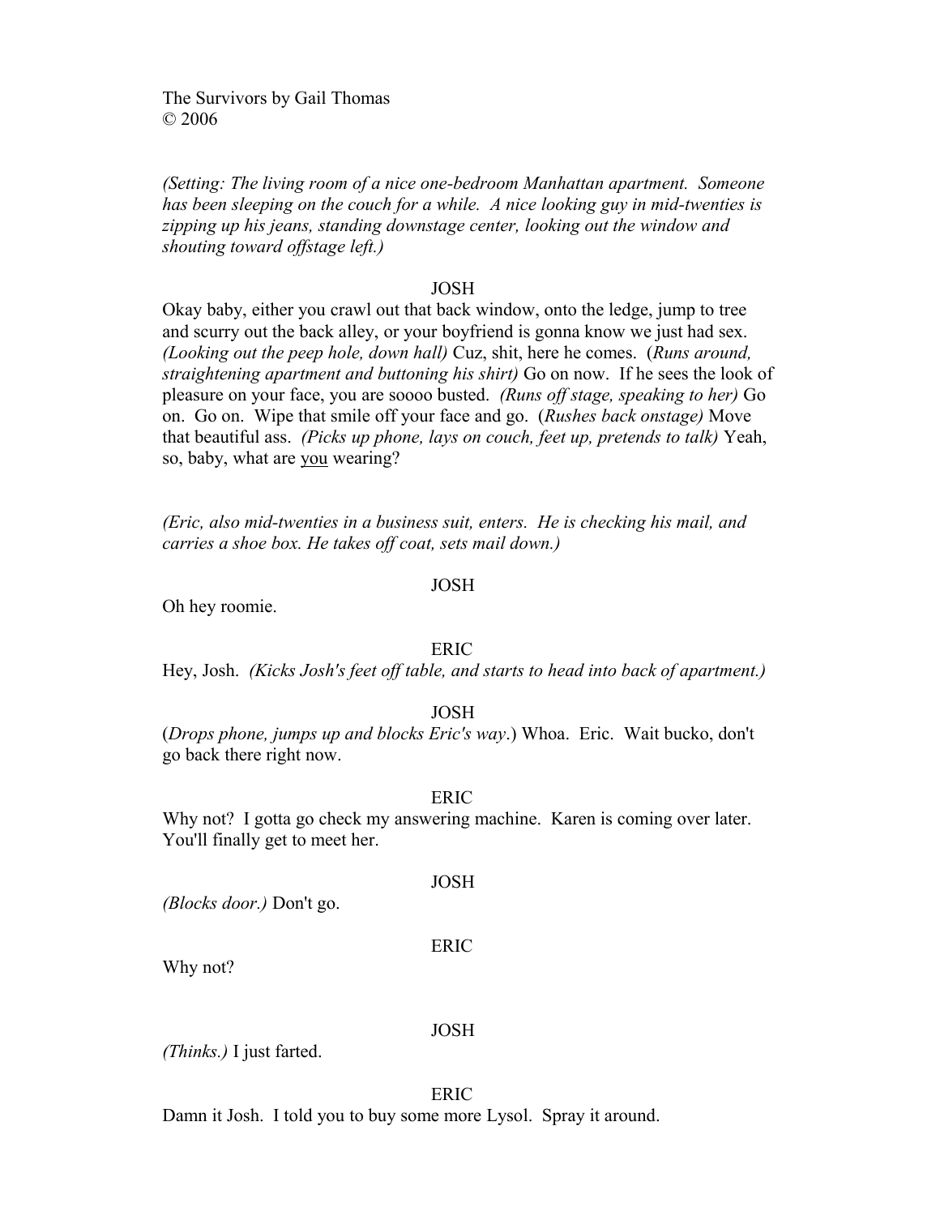The Survivors by Gail Thomas
© 2006

*(Setting: The living room of a nice one-bedroom Manhattan apartment. Someone has been sleeping on the couch for a while. A nice looking guy in mid-twenties is zipping up his jeans, standing downstage center, looking out the window and shouting toward offstage left.)*

JOSH

Okay baby, either you crawl out that back window, onto the ledge, jump to tree and scurry out the back alley, or your boyfriend is gonna know we just had sex. *(Looking out the peep hole, down hall)* Cuz, shit, here he comes. (*Runs around, straightening apartment and buttoning his shirt)* Go on now. If he sees the look of pleasure on your face, you are soooo busted. *(Runs off stage, speaking to her)* Go on. Go on. Wipe that smile off your face and go. (*Rushes back onstage)* Move that beautiful ass. *(Picks up phone, lays on couch, feet up, pretends to talk)* Yeah, so, baby, what are you wearing?

*(Eric, also mid-twenties in a business suit, enters. He is checking his mail, and carries a shoe box. He takes off coat, sets mail down.)*

JOSH

Oh hey roomie.

ERIC

Hey, Josh. *(Kicks Josh's feet off table, and starts to head into back of apartment.)*

JOSH

(*Drops phone, jumps up and blocks Eric's way*.) Whoa. Eric. Wait bucko, don't go back there right now.

ERIC

Why not? I gotta go check my answering machine. Karen is coming over later. You'll finally get to meet her.

JOSH

*(Blocks door.)* Don't go.

ERIC

Why not?

JOSH

*(Thinks.)* I just farted.

ERIC

Damn it Josh. I told you to buy some more Lysol. Spray it around.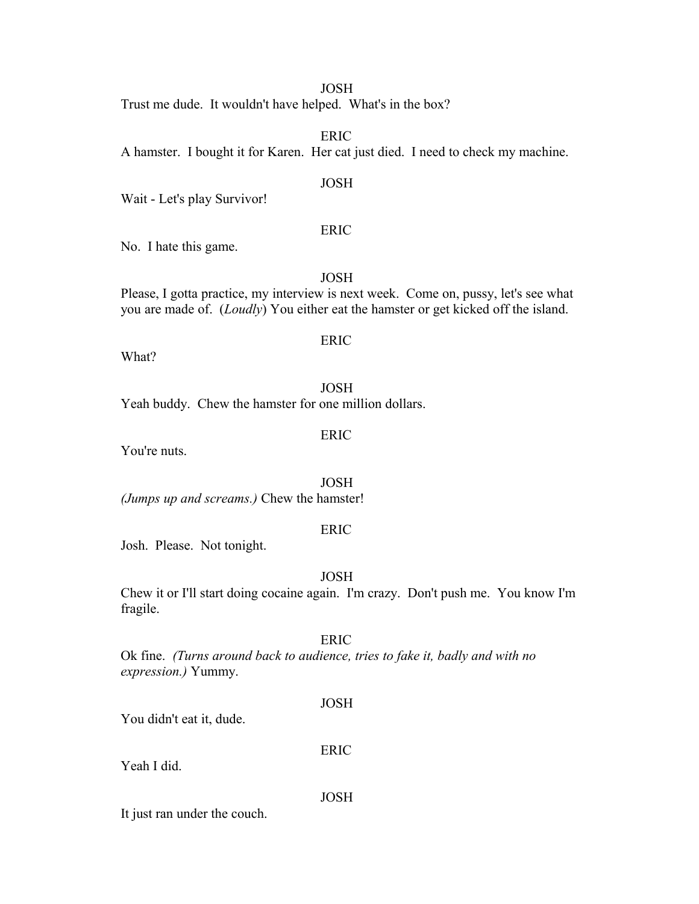JOSH

Trust me dude. It wouldn't have helped. What's in the box?

ERIC

A hamster. I bought it for Karen. Her cat just died. I need to check my machine.

JOSH

Wait - Let's play Survivor!

ERIC

No. I hate this game.

JOSH

Please, I gotta practice, my interview is next week. Come on, pussy, let's see what you are made of. (*Loudly*) You either eat the hamster or get kicked off the island.

ERIC

What?

JOSH

Yeah buddy. Chew the hamster for one million dollars.

ERIC

You're nuts.

JOSH

*(Jumps up and screams.)* Chew the hamster!

ERIC

Josh. Please. Not tonight.

JOSH

Chew it or I'll start doing cocaine again. I'm crazy. Don't push me. You know I'm fragile.

ERIC

Ok fine. *(Turns around back to audience, tries to fake it, badly and with no expression.)* Yummy.

JOSH

You didn't eat it, dude.

ERIC

Yeah I did.

JOSH

It just ran under the couch.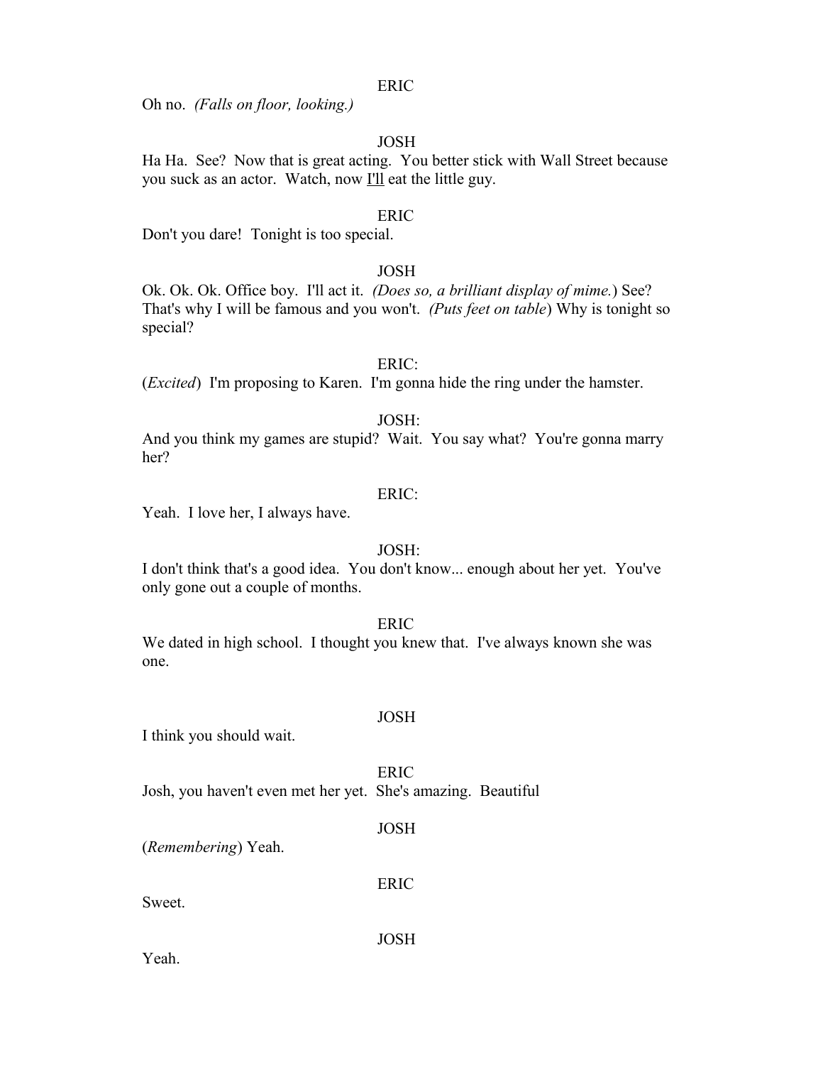ERIC

Oh no. *(Falls on floor, looking.)*

JOSH

Ha Ha. See? Now that is great acting. You better stick with Wall Street because you suck as an actor. Watch, now <u>I'll</u> eat the little guy.

ERIC

Don't you dare! Tonight is too special.

JOSH

Ok. Ok. Ok. Office boy. I'll act it. *(Does so, a brilliant display of mime.)* See? That's why I will be famous and you won't. *(Puts feet on table)* Why is tonight so special?

ERIC:

(*Excited*) I'm proposing to Karen. I'm gonna hide the ring under the hamster.

JOSH:

And you think my games are stupid? Wait. You say what? You're gonna marry her?

ERIC:

Yeah. I love her, I always have.

JOSH:

I don't think that's a good idea. You don't know... enough about her yet. You've only gone out a couple of months.

ERIC

We dated in high school. I thought you knew that. I've always known she was one.

JOSH

I think you should wait.

ERIC

Josh, you haven't even met her yet. She's amazing. Beautiful

JOSH

(*Remembering*) Yeah.

ERIC

Sweet.

JOSH

Yeah.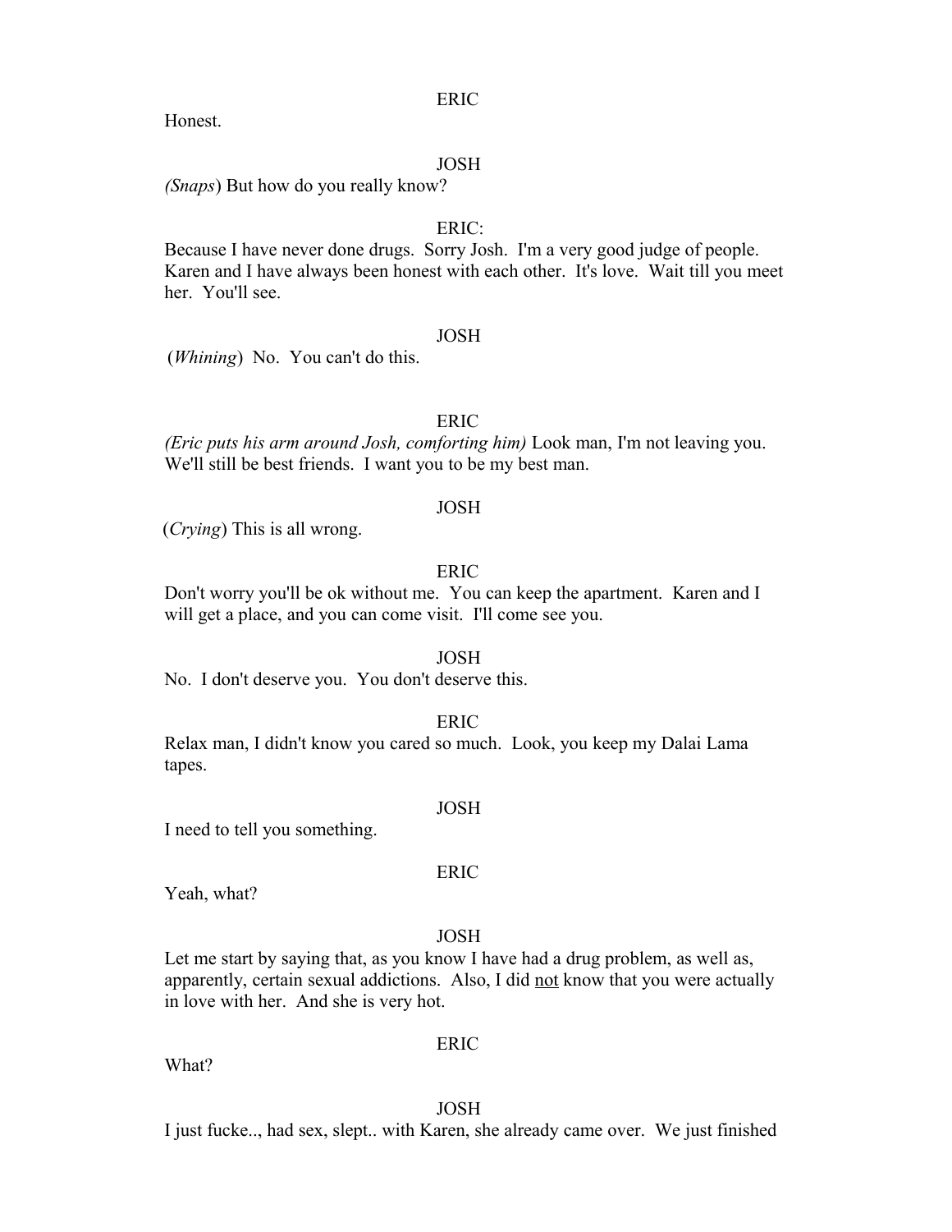ERIC

Honest.

JOSH

*(Snaps)* But how do you really know?

ERIC:

Because I have never done drugs. Sorry Josh. I'm a very good judge of people. Karen and I have always been honest with each other. It's love. Wait till you meet her. You'll see.

JOSH

(*Whining*) No. You can't do this.

ERIC

*(Eric puts his arm around Josh, comforting him)* Look man, I'm not leaving you. We'll still be best friends. I want you to be my best man.

JOSH

(*Crying*) This is all wrong.

ERIC

Don't worry you'll be ok without me. You can keep the apartment. Karen and I will get a place, and you can come visit. I'll come see you.

JOSH

No. I don't deserve you. You don't deserve this.

ERIC

Relax man, I didn't know you cared so much. Look, you keep my Dalai Lama tapes.

JOSH

I need to tell you something.

ERIC

Yeah, what?

JOSH

Let me start by saying that, as you know I have had a drug problem, as well as, apparently, certain sexual addictions. Also, I did <u>not</u> know that you were actually in love with her. And she is very hot.

ERIC

What?

JOSH

I just fucke.., had sex, slept.. with Karen, she already came over. We just finished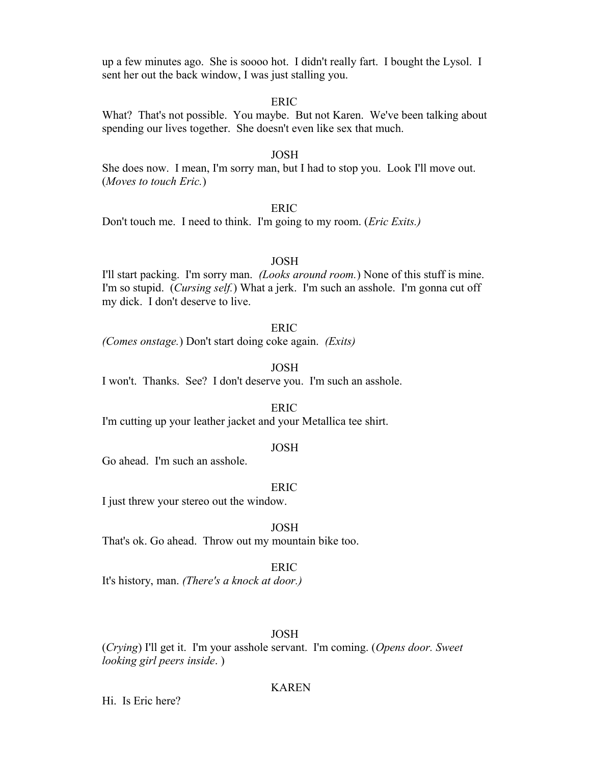up a few minutes ago. She is soooo hot. I didn't really fart. I bought the Lysol. I sent her out the back window, I was just stalling you.

ERIC

What? That's not possible. You maybe. But not Karen. We've been talking about spending our lives together. She doesn't even like sex that much.

JOSH

She does now. I mean, I'm sorry man, but I had to stop you. Look I'll move out. (*Moves to touch Eric.*)

ERIC

Don't touch me. I need to think. I'm going to my room. (*Eric Exits.)*

JOSH

I'll start packing. I'm sorry man. *(Looks around room.*) None of this stuff is mine. I'm so stupid. (*Cursing self.*) What a jerk. I'm such an asshole. I'm gonna cut off my dick. I don't deserve to live.

ERIC

*(Comes onstage.*) Don't start doing coke again. *(Exits)*

JOSH

I won't. Thanks. See? I don't deserve you. I'm such an asshole.

ERIC

I'm cutting up your leather jacket and your Metallica tee shirt.

JOSH

Go ahead. I'm such an asshole.

ERIC

I just threw your stereo out the window.

JOSH

That's ok. Go ahead. Throw out my mountain bike too.

ERIC

It's history, man. *(There's a knock at door.)*

JOSH

(*Crying*) I'll get it. I'm your asshole servant. I'm coming. (*Opens door. Sweet looking girl peers inside*. )

KAREN

Hi. Is Eric here?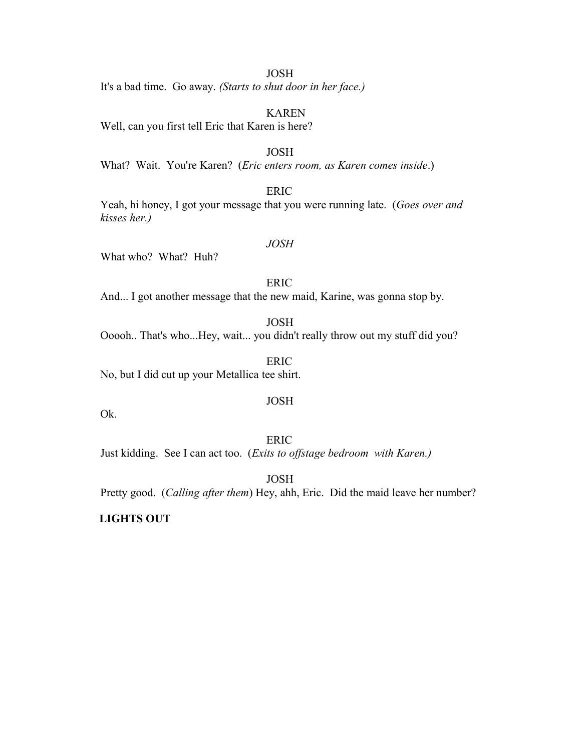JOSH

It's a bad time. Go away. *(Starts to shut door in her face.)*

KAREN

Well, can you first tell Eric that Karen is here?

JOSH

What? Wait. You're Karen? (*Eric enters room, as Karen comes inside*.)

ERIC

Yeah, hi honey, I got your message that you were running late. (*Goes over and kisses her.)*

*JOSH*

What who? What? Huh?

ERIC

And... I got another message that the new maid, Karine, was gonna stop by.

JOSH

Ooooh.. That's who...Hey, wait... you didn't really throw out my stuff did you?

ERIC

No, but I did cut up your Metallica tee shirt.

JOSH

Ok.

ERIC

Just kidding. See I can act too. (*Exits to offstage bedroom with Karen.)*

JOSH

Pretty good. (*Calling after them*) Hey, ahh, Eric. Did the maid leave her number?

**LIGHTS OUT**